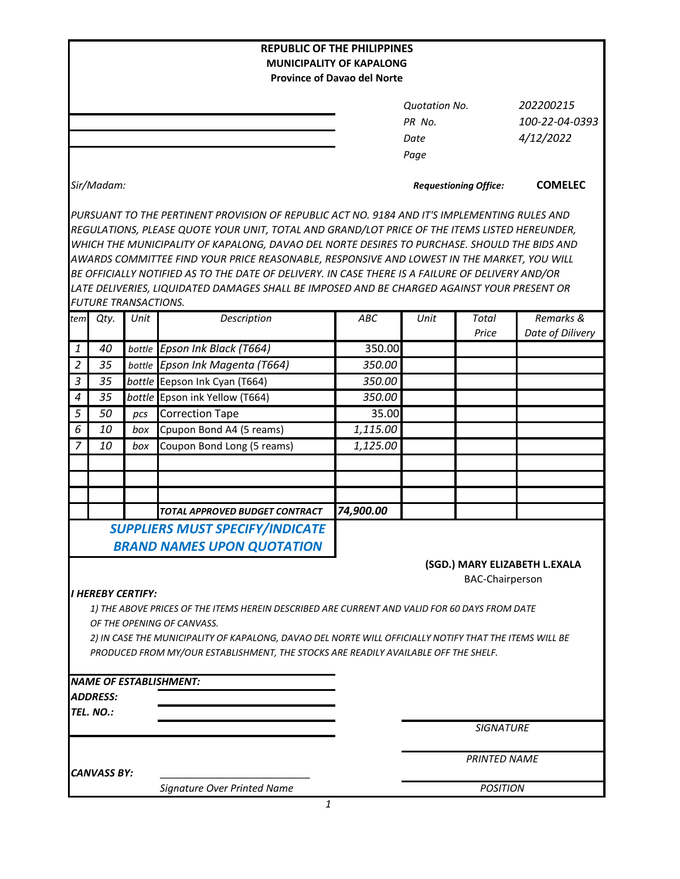**REPUBLIC OF THE PHILIPPINES**
**MUNICIPALITY OF KAPALONG**
**Province of Davao del Norte**

| | |
|---|---|
| *Quotation No.* | *202200215* |
| *PR No.* | *100-22-04-0393* |
| *Date* | *4/12/2022* |
| *Page* | |

*Sir/Madam:*

***Requestioning Office:*** **COMELEC**

*PURSUANT TO THE PERTINENT PROVISION OF REPUBLIC ACT NO. 9184 AND IT'S IMPLEMENTING RULES AND REGULATIONS, PLEASE QUOTE YOUR UNIT, TOTAL AND GRAND/LOT PRICE OF THE ITEMS LISTED HEREUNDER, WHICH THE MUNICIPALITY OF KAPALONG, DAVAO DEL NORTE DESIRES TO PURCHASE. SHOULD THE BIDS AND AWARDS COMMITTEE FIND YOUR PRICE REASONABLE, RESPONSIVE AND LOWEST IN THE MARKET, YOU WILL BE OFFICIALLY NOTIFIED AS TO THE DATE OF DELIVERY. IN CASE THERE IS A FAILURE OF DELIVERY AND/OR LATE DELIVERIES, LIQUIDATED DAMAGES SHALL BE IMPOSED AND BE CHARGED AGAINST YOUR PRESENT OR FUTURE TRANSACTIONS.*

| tem | Qty. | Unit | Description | ABC | Unit | Total Price | Remarks & Date of Dilivery |
|---|---|---|---|---|---|---|---|
| 1 | 40 | bottle | Epson Ink Black (T664) | 350.00 | | | |
| 2 | 35 | bottle | Epson Ink Magenta (T664) | 350.00 | | | |
| 3 | 35 | bottle | Eepson Ink Cyan (T664) | 350.00 | | | |
| 4 | 35 | bottle | Epson ink Yellow (T664) | 350.00 | | | |
| 5 | 50 | pcs | Correction Tape | 35.00 | | | |
| 6 | 10 | box | Cpupon Bond A4 (5 reams) | 1,115.00 | | | |
| 7 | 10 | box | Coupon Bond Long (5 reams) | 1,125.00 | | | |
| | | | | | | | |
| | | | | | | | |
| | | | | | | | |
| | | | *TOTAL APPROVED BUDGET CONTRACT* | *74,900.00* | | | |

***SUPPLIERS MUST SPECIFY/INDICATE BRAND NAMES UPON QUOTATION***

**(SGD.) MARY ELIZABETH L.EXALA**
BAC-Chairperson

***I HEREBY CERTIFY:***

*1) THE ABOVE PRICES OF THE ITEMS HEREIN DESCRIBED ARE CURRENT AND VALID FOR 60 DAYS FROM DATE OF THE OPENING OF CANVASS.*

*2) IN CASE THE MUNICIPALITY OF KAPALONG, DAVAO DEL NORTE WILL OFFICIALLY NOTIFY THAT THE ITEMS WILL BE PRODUCED FROM MY/OUR ESTABLISHMENT, THE STOCKS ARE READILY AVAILABLE OFF THE SHELF.*

***NAME OF ESTABLISHMENT:***
***ADDRESS:***
***TEL. NO.:***

*SIGNATURE*

*PRINTED NAME*

***CANVASS BY:*** ____________________________
*Signature Over Printed Name*

*POSITION*